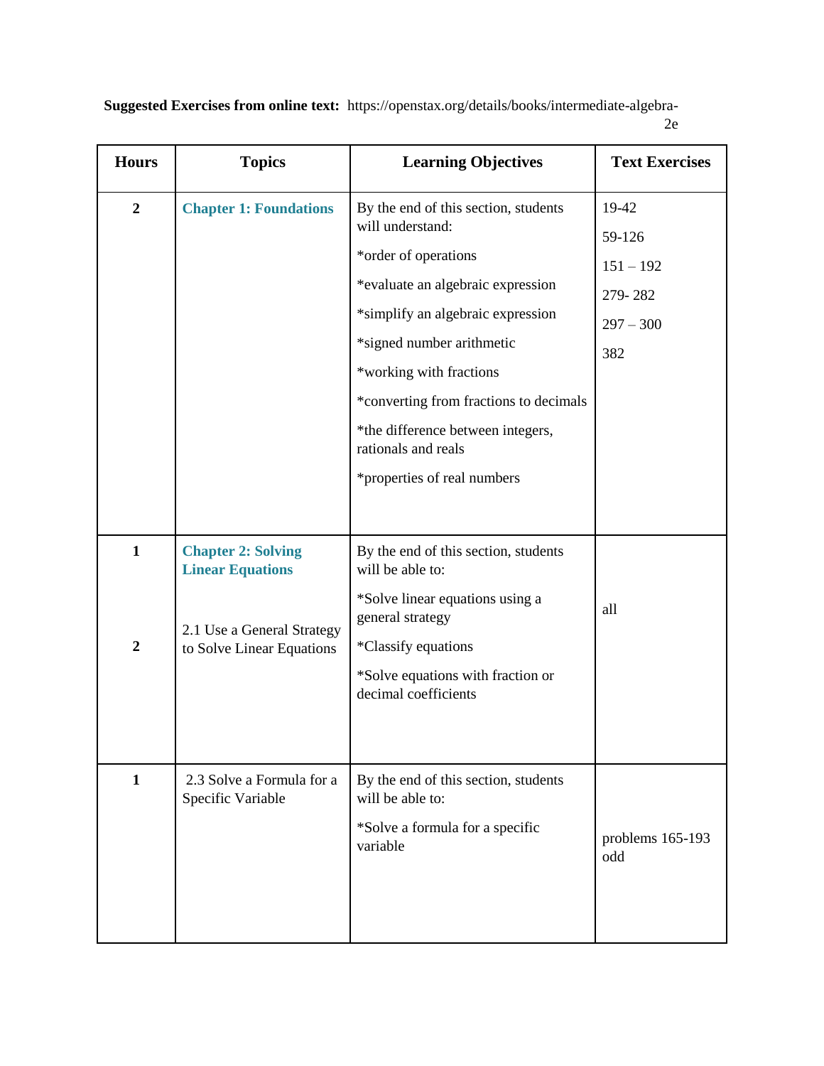**Suggested Exercises from online text:** https://openstax.org/details/books/intermediate-algebra-2e

| Hours | Topics | Learning Objectives | Text Exercises |
| --- | --- | --- | --- |
| 2 | **Chapter 1: Foundations** | By the end of this section, students will understand:<br>*order of operations<br>*evaluate an algebraic expression<br>*simplify an algebraic expression<br>*signed number arithmetic<br>*working with fractions<br>*converting from fractions to decimals<br>*the difference between integers, rationals and reals<br>*properties of real numbers | 19-42<br>59-126<br>151 – 192<br>279- 282<br>297 – 300<br>382 |
| 1<br><br>2 | **Chapter 2: Solving Linear Equations**<br><br>2.1 Use a General Strategy to Solve Linear Equations | By the end of this section, students will be able to:<br>*Solve linear equations using a general strategy<br>*Classify equations<br>*Solve equations with fraction or decimal coefficients | all |
| 1 | 2.3 Solve a Formula for a Specific Variable | By the end of this section, students will be able to:<br>*Solve a formula for a specific variable | problems 165-193 odd |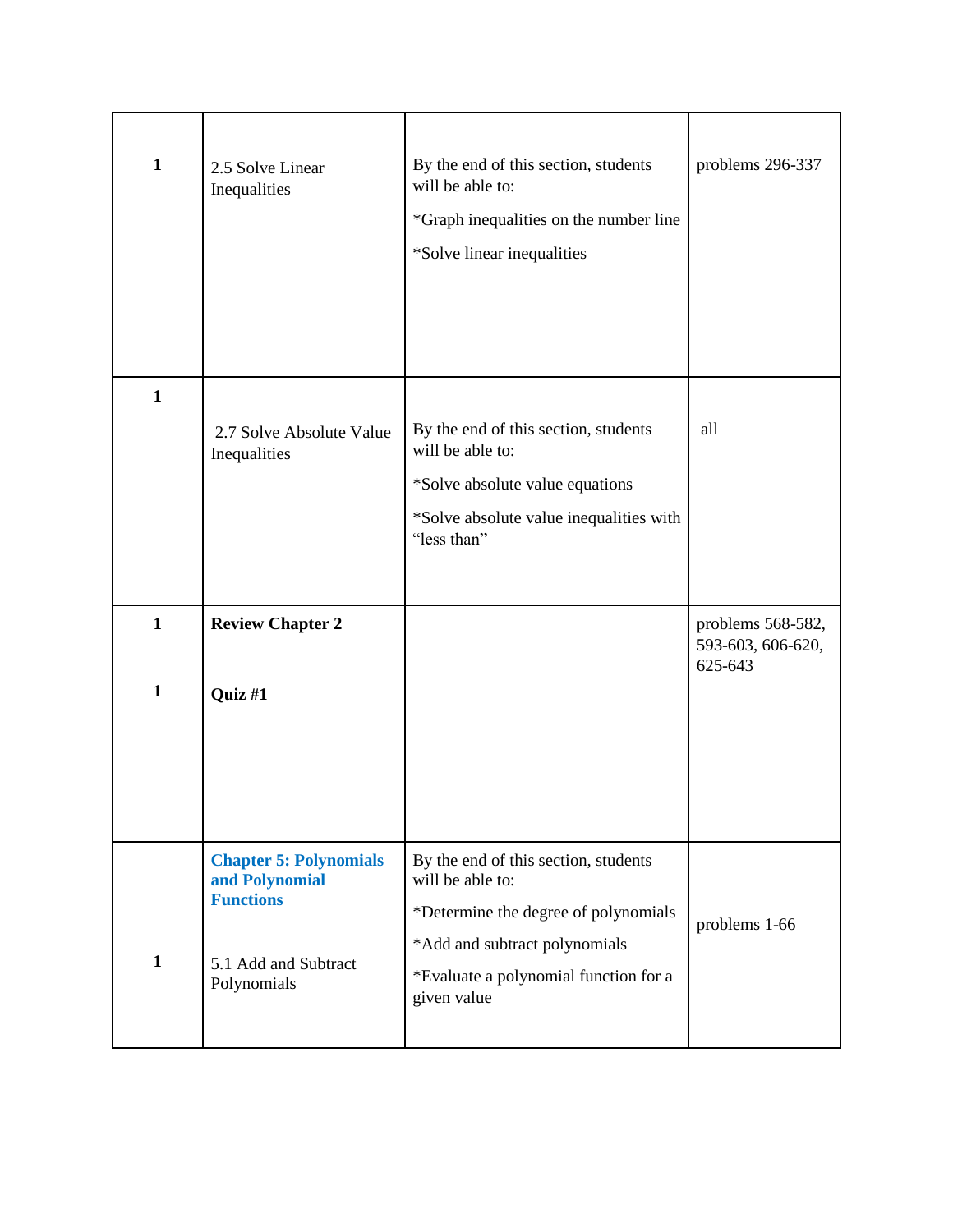| | | | |
|---|---|---|---|
| **1** | 2.5 Solve Linear Inequalities | By the end of this section, students will be able to:<br>*Graph inequalities on the number line<br>*Solve linear inequalities | problems 296-337 |
| **1** | 2.7 Solve Absolute Value Inequalities | By the end of this section, students will be able to:<br>*Solve absolute value equations<br>*Solve absolute value inequalities with "less than" | all |
| **1**<br><br>**1** | **Review Chapter 2**<br><br>**Quiz #1** | | problems 568-582, 593-603, 606-620, 625-643 |
| **1** | **Chapter 5: Polynomials and Polynomial Functions**<br><br>5.1 Add and Subtract Polynomials | By the end of this section, students will be able to:<br>*Determine the degree of polynomials<br>*Add and subtract polynomials<br>*Evaluate a polynomial function for a given value | problems 1-66 |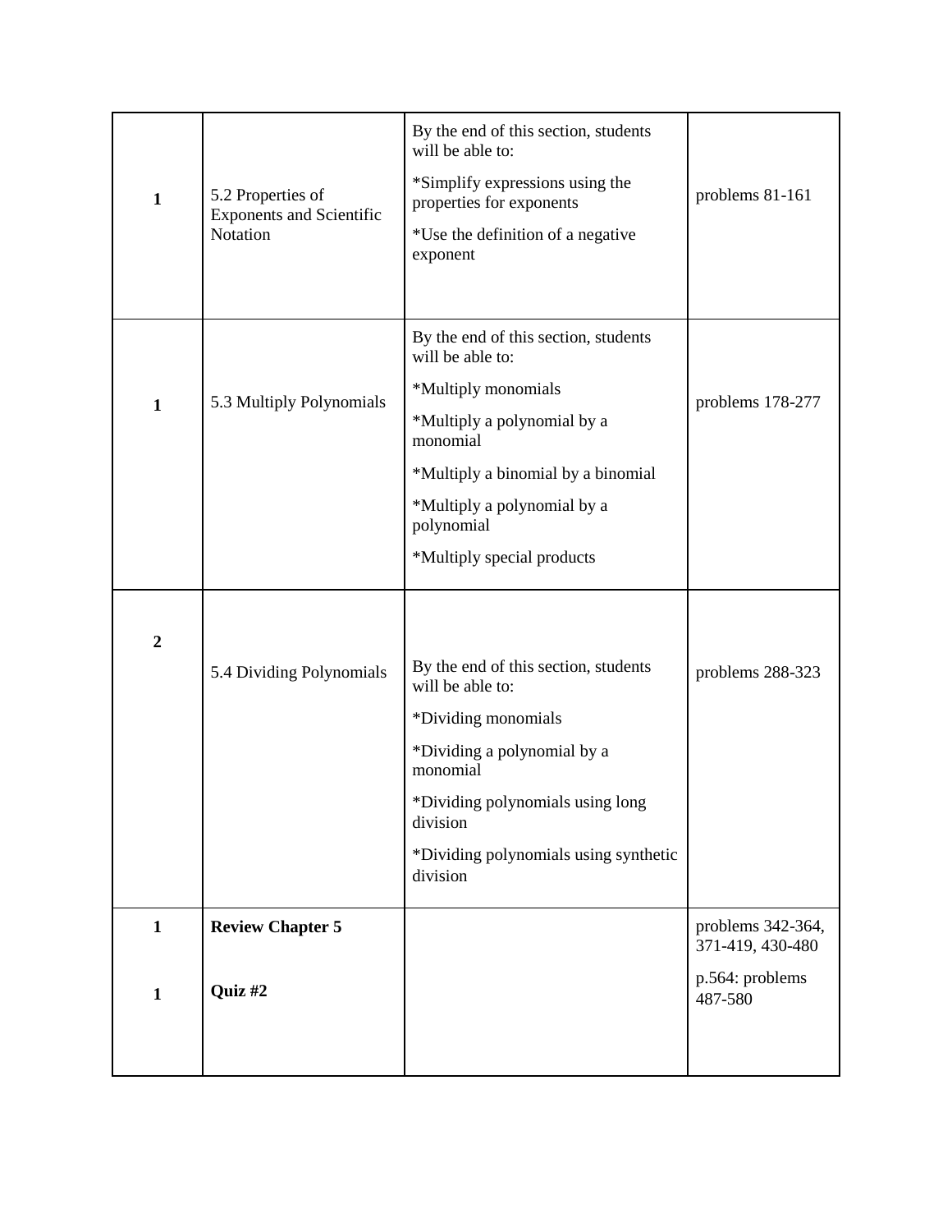| | | | |
|---|---|---|---|
| **1** | 5.2 Properties of Exponents and Scientific Notation | By the end of this section, students will be able to:<br><br>*Simplify expressions using the properties for exponents<br><br>*Use the definition of a negative exponent | problems 81-161 |
| **1** | 5.3 Multiply Polynomials | By the end of this section, students will be able to:<br><br>*Multiply monomials<br><br>*Multiply a polynomial by a monomial<br><br>*Multiply a binomial by a binomial<br><br>*Multiply a polynomial by a polynomial<br><br>*Multiply special products | problems 178-277 |
| **2** | 5.4 Dividing Polynomials | By the end of this section, students will be able to:<br><br>*Dividing monomials<br><br>*Dividing a polynomial by a monomial<br><br>*Dividing polynomials using long division<br><br>*Dividing polynomials using synthetic division | problems 288-323 |
| **1**<br><br>**1** | **Review Chapter 5**<br><br>**Quiz #2** | | problems 342-364, 371-419, 430-480<br><br>p.564: problems 487-580 |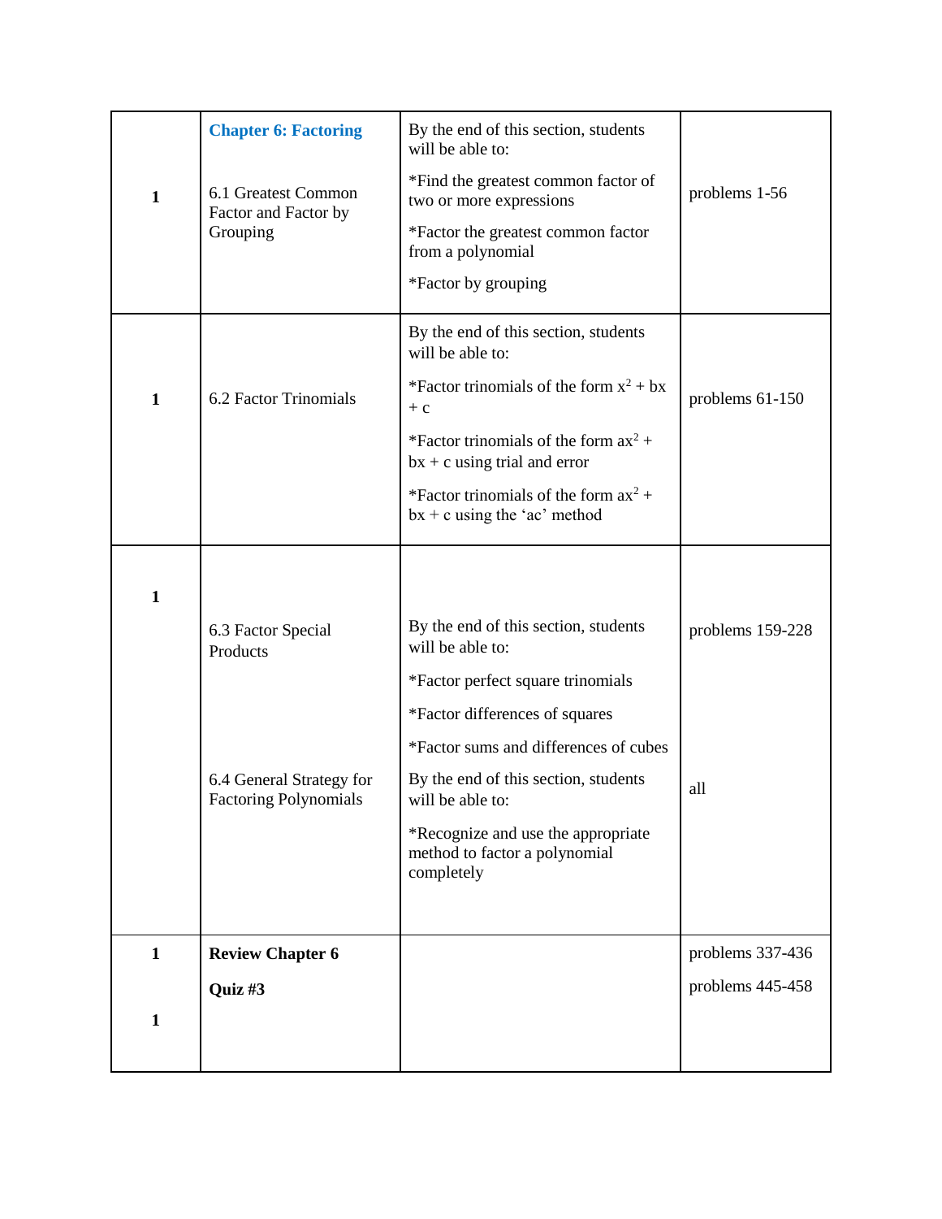| | | | |
|---|---|---|---|
| **1** | **Chapter 6: Factoring**<br><br>6.1 Greatest Common Factor and Factor by Grouping | By the end of this section, students will be able to:<br>*Find the greatest common factor of two or more expressions<br>*Factor the greatest common factor from a polynomial<br>*Factor by grouping | problems 1-56 |
| **1** | 6.2 Factor Trinomials | By the end of this section, students will be able to:<br>*Factor trinomials of the form $x^2 + bx + c$<br>*Factor trinomials of the form $ax^2 + bx + c$ using trial and error<br>*Factor trinomials of the form $ax^2 + bx + c$ using the 'ac' method | problems 61-150 |
| **1** | 6.3 Factor Special Products<br><br>6.4 General Strategy for Factoring Polynomials | By the end of this section, students will be able to:<br>*Factor perfect square trinomials<br>*Factor differences of squares<br>*Factor sums and differences of cubes<br>By the end of this section, students will be able to:<br>*Recognize and use the appropriate method to factor a polynomial completely | problems 159-228<br><br>all |
| **1**<br><br>**1** | **Review Chapter 6**<br><br>**Quiz #3** | | problems 337-436<br><br>problems 445-458 |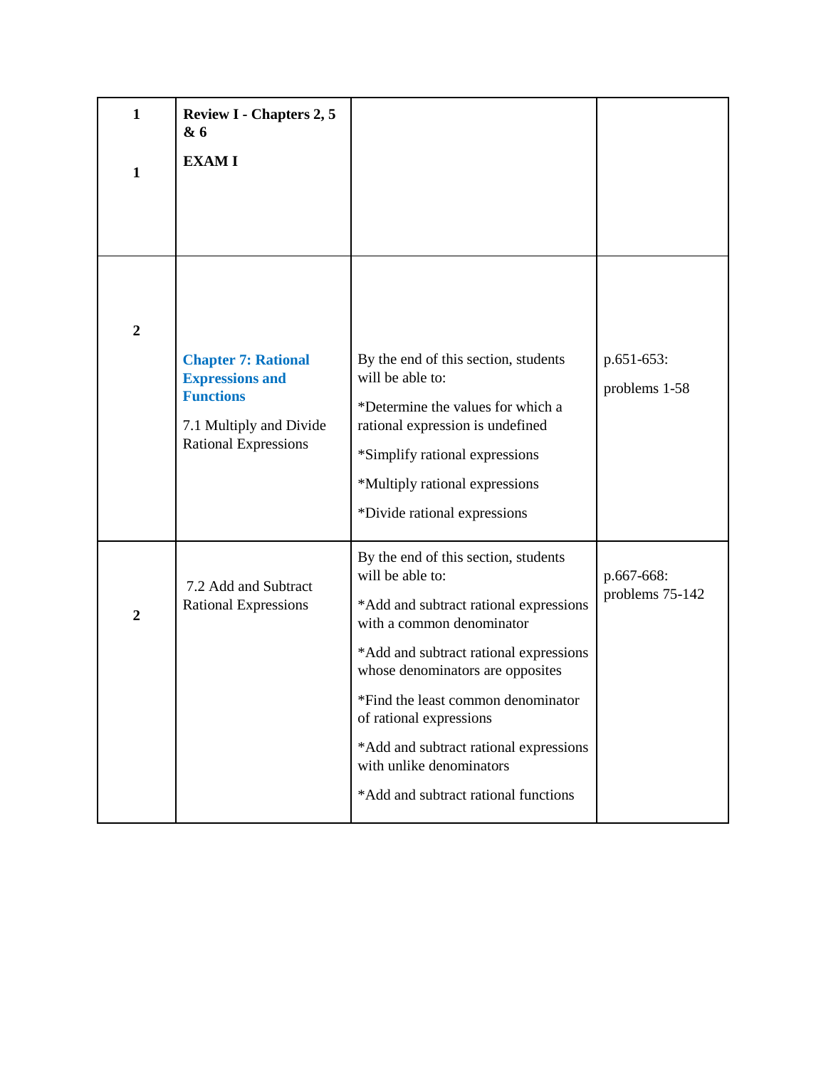| 1<br><br>1 | **Review I - Chapters 2, 5 & 6**<br><br>**EXAM I** | | |
|---|---|---|---|
| 2 | **Chapter 7: Rational Expressions and Functions**<br><br>7.1 Multiply and Divide Rational Expressions | By the end of this section, students will be able to:<br><br>*Determine the values for which a rational expression is undefined<br><br>*Simplify rational expressions<br><br>*Multiply rational expressions<br><br>*Divide rational expressions | p.651-653:<br><br>problems 1-58 |
| 2 | 7.2 Add and Subtract Rational Expressions | By the end of this section, students will be able to:<br><br>*Add and subtract rational expressions with a common denominator<br><br>*Add and subtract rational expressions whose denominators are opposites<br><br>*Find the least common denominator of rational expressions<br><br>*Add and subtract rational expressions with unlike denominators<br><br>*Add and subtract rational functions | p.667-668: problems 75-142 |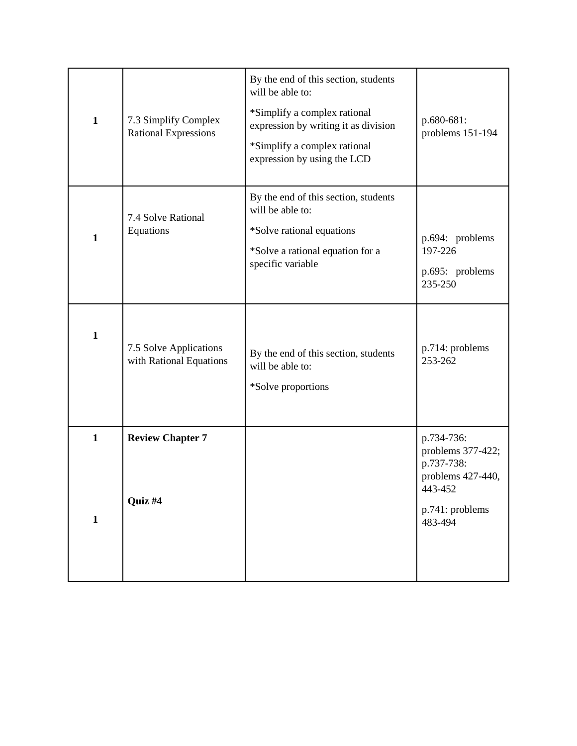| | | | |
|---|---|---|---|
| **1** | 7.3 Simplify Complex Rational Expressions | By the end of this section, students will be able to:<br>*Simplify a complex rational expression by writing it as division<br>*Simplify a complex rational expression by using the LCD | p.680-681: problems 151-194 |
| **1** | 7.4 Solve Rational Equations | By the end of this section, students will be able to:<br>*Solve rational equations<br>*Solve a rational equation for a specific variable | p.694: problems 197-226<br>p.695: problems 235-250 |
| **1** | 7.5 Solve Applications with Rational Equations | By the end of this section, students will be able to:<br>*Solve proportions | p.714: problems 253-262 |
| **1**<br><br>**1** | **Review Chapter 7**<br><br>**Quiz #4** | | p.734-736: problems 377-422; p.737-738: problems 427-440, 443-452<br>p.741: problems 483-494 |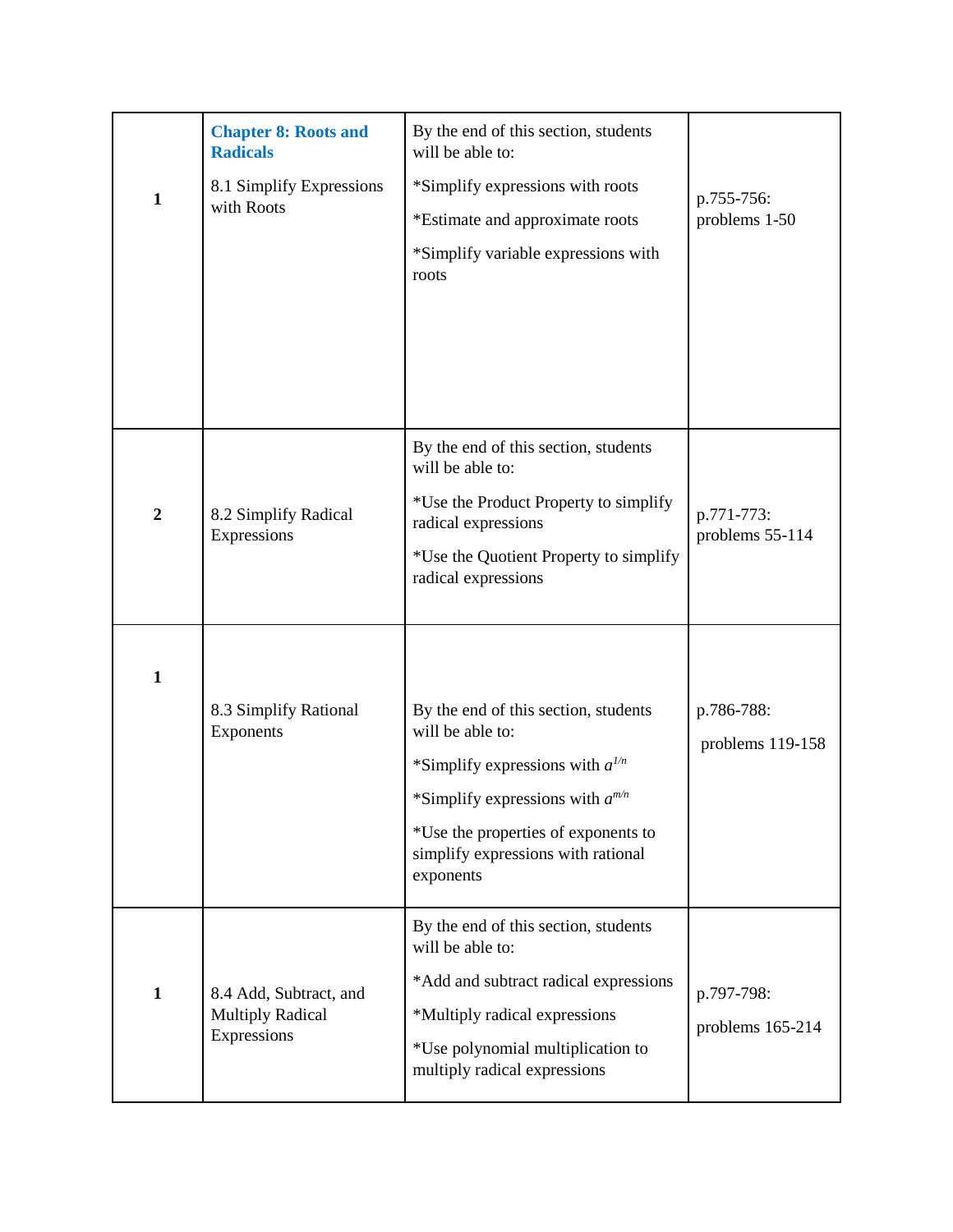| | | | |
|---|---|---|---|
| **1** | **Chapter 8: Roots and Radicals**<br><br>8.1 Simplify Expressions with Roots | By the end of this section, students will be able to:<br><br>*Simplify expressions with roots<br><br>*Estimate and approximate roots<br><br>*Simplify variable expressions with roots | p.755-756: problems 1-50 |
| **2** | 8.2 Simplify Radical Expressions | By the end of this section, students will be able to:<br><br>*Use the Product Property to simplify radical expressions<br><br>*Use the Quotient Property to simplify radical expressions | p.771-773: problems 55-114 |
| **1** | 8.3 Simplify Rational Exponents | By the end of this section, students will be able to:<br><br>*Simplify expressions with $a^{1/n}$<br><br>*Simplify expressions with $a^{m/n}$<br><br>*Use the properties of exponents to simplify expressions with rational exponents | p.786-788:<br><br>problems 119-158 |
| **1** | 8.4 Add, Subtract, and Multiply Radical Expressions | By the end of this section, students will be able to:<br><br>*Add and subtract radical expressions<br><br>*Multiply radical expressions<br><br>*Use polynomial multiplication to multiply radical expressions | p.797-798:<br><br>problems 165-214 |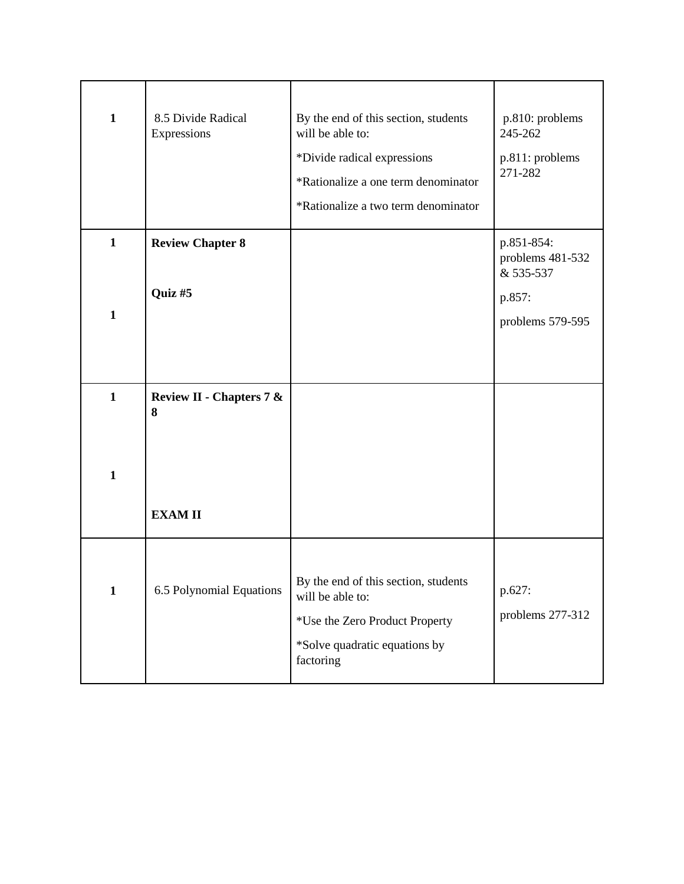| 1 | 8.5 Divide Radical Expressions | By the end of this section, students will be able to:<br>*Divide radical expressions<br>*Rationalize a one term denominator<br>*Rationalize a two term denominator | p.810: problems 245-262<br>p.811: problems 271-282 |
|---|---|---|---|
| 1<br><br>1 | **Review Chapter 8**<br><br>**Quiz #5** | | p.851-854: problems 481-532 & 535-537<br>p.857:<br>problems 579-595 |
| 1<br><br>1 | **Review II - Chapters 7 & 8**<br><br>**EXAM II** | | |
| 1 | 6.5 Polynomial Equations | By the end of this section, students will be able to:<br>*Use the Zero Product Property<br>*Solve quadratic equations by factoring | p.627:<br>problems 277-312 |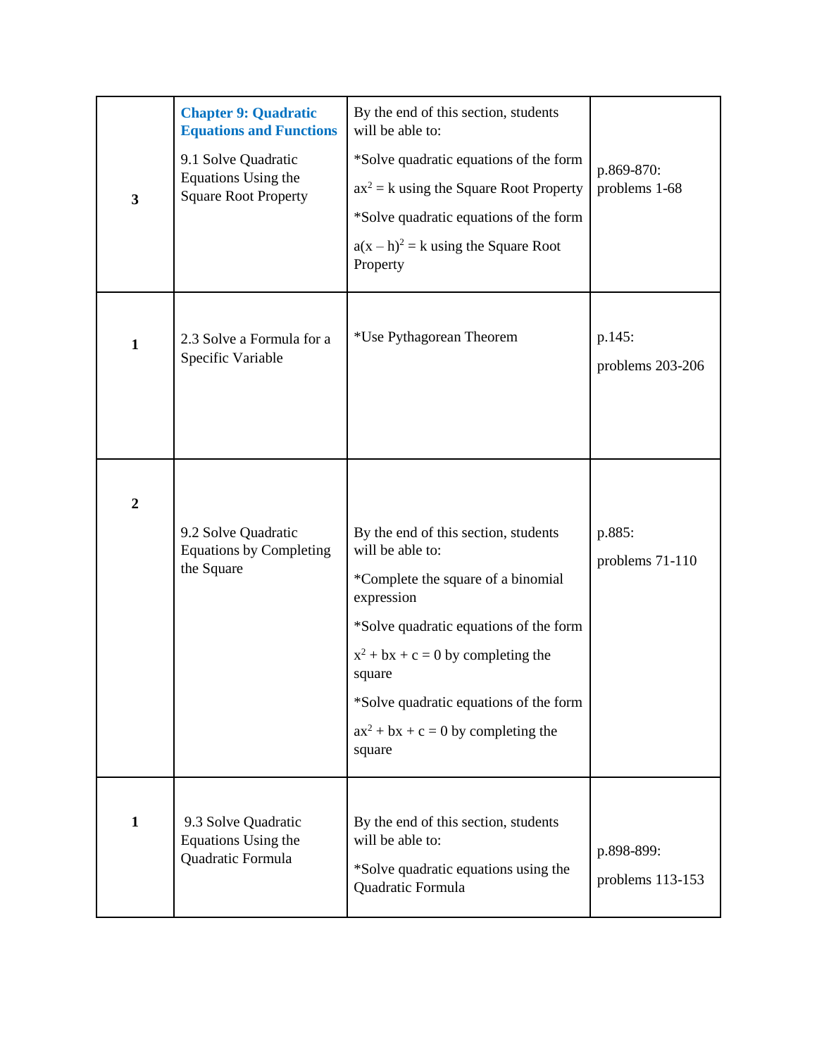| | | | |
|---|---|---|---|
| 3 | **Chapter 9: Quadratic Equations and Functions**<br><br>9.1 Solve Quadratic Equations Using the Square Root Property | By the end of this section, students will be able to:<br><br>*Solve quadratic equations of the form $ax^2 = k$ using the Square Root Property<br><br>*Solve quadratic equations of the form $a(x – h)^2 = k$ using the Square Root Property | p.869-870: problems 1-68 |
| 1 | 2.3 Solve a Formula for a Specific Variable | *Use Pythagorean Theorem | p.145:<br><br>problems 203-206 |
| 2 | 9.2 Solve Quadratic Equations by Completing the Square | By the end of this section, students will be able to:<br><br>*Complete the square of a binomial expression<br><br>*Solve quadratic equations of the form $x^2 + bx + c = 0$ by completing the square<br><br>*Solve quadratic equations of the form $ax^2 + bx + c = 0$ by completing the square | p.885:<br><br>problems 71-110 |
| 1 | 9.3 Solve Quadratic Equations Using the Quadratic Formula | By the end of this section, students will be able to:<br><br>*Solve quadratic equations using the Quadratic Formula | p.898-899:<br><br>problems 113-153 |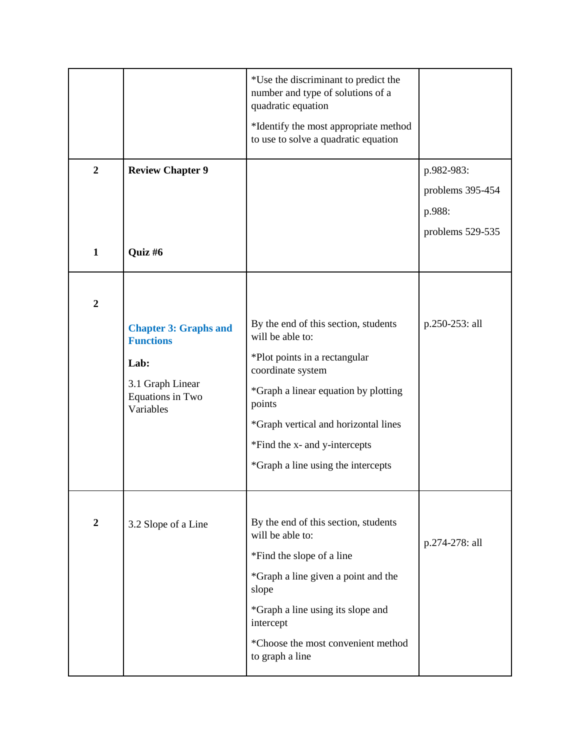| | | | |
|---|---|---|---|
| | | *Use the discriminant to predict the number and type of solutions of a quadratic equation<br><br>*Identify the most appropriate method to use to solve a quadratic equation | |
| 2<br><br>1 | **Review Chapter 9**<br><br>**Quiz #6** | | p.982-983:<br>problems 395-454<br>p.988:<br>problems 529-535 |
| 2 | **Chapter 3: Graphs and Functions**<br><br>**Lab:**<br><br>3.1 Graph Linear Equations in Two Variables | By the end of this section, students will be able to:<br><br>*Plot points in a rectangular coordinate system<br><br>*Graph a linear equation by plotting points<br><br>*Graph vertical and horizontal lines<br><br>*Find the x- and y-intercepts<br><br>*Graph a line using the intercepts | p.250-253: all |
| 2 | 3.2 Slope of a Line | By the end of this section, students will be able to:<br><br>*Find the slope of a line<br><br>*Graph a line given a point and the slope<br><br>*Graph a line using its slope and intercept<br><br>*Choose the most convenient method to graph a line | p.274-278: all |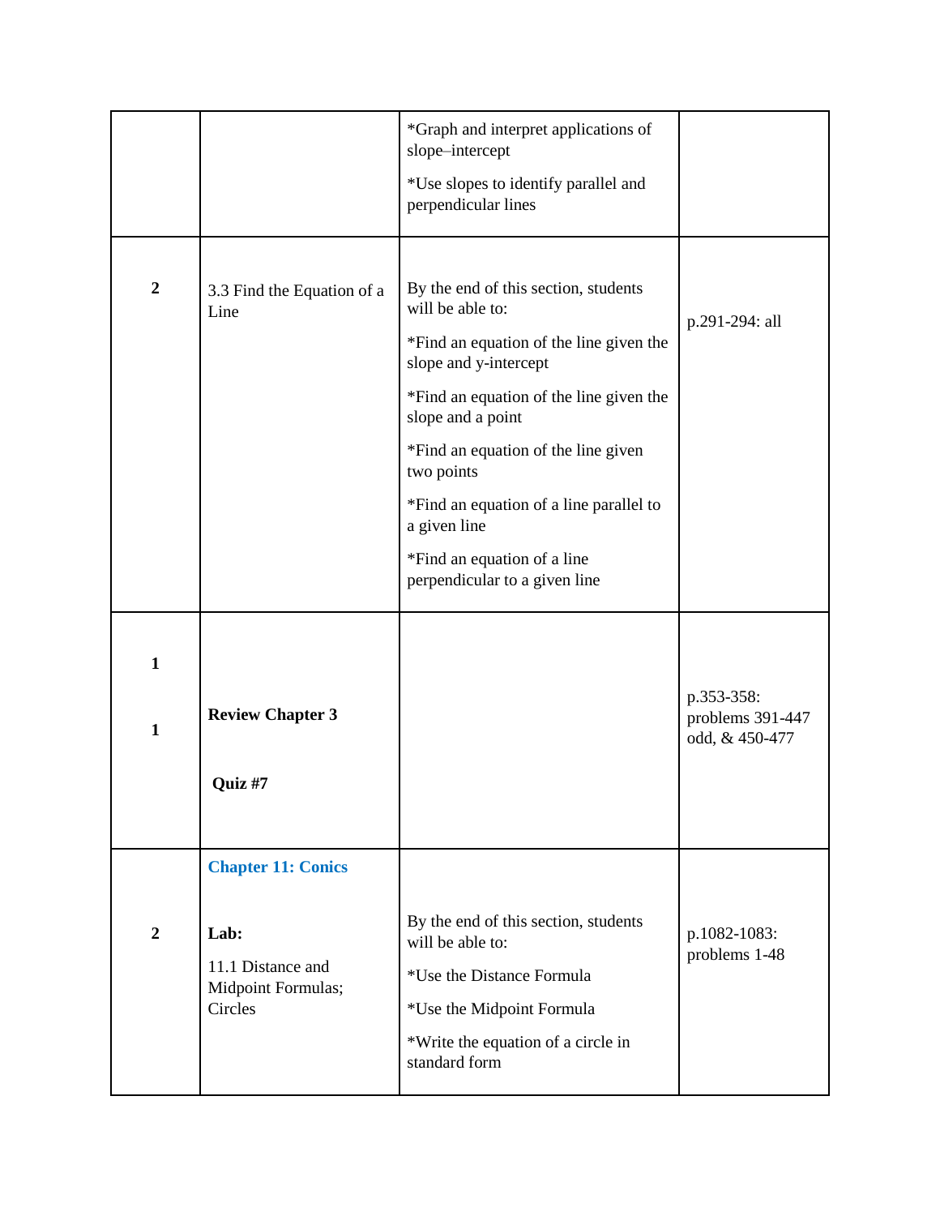| | | | |
|---|---|---|---|
| | | *Graph and interpret applications of slope–intercept<br><br>*Use slopes to identify parallel and perpendicular lines | |
| **2** | 3.3 Find the Equation of a Line | By the end of this section, students will be able to:<br><br>*Find an equation of the line given the slope and y-intercept<br><br>*Find an equation of the line given the slope and a point<br><br>*Find an equation of the line given two points<br><br>*Find an equation of a line parallel to a given line<br><br>*Find an equation of a line perpendicular to a given line | p.291-294: all |
| **1**<br><br>**1** | **Review Chapter 3**<br><br>**Quiz #7** | | p.353-358: problems 391-447 odd, & 450-477 |
| **2** | **Chapter 11: Conics**<br><br>**Lab:**<br><br>11.1 Distance and Midpoint Formulas; Circles | By the end of this section, students will be able to:<br><br>*Use the Distance Formula<br><br>*Use the Midpoint Formula<br><br>*Write the equation of a circle in standard form | p.1082-1083: problems 1-48 |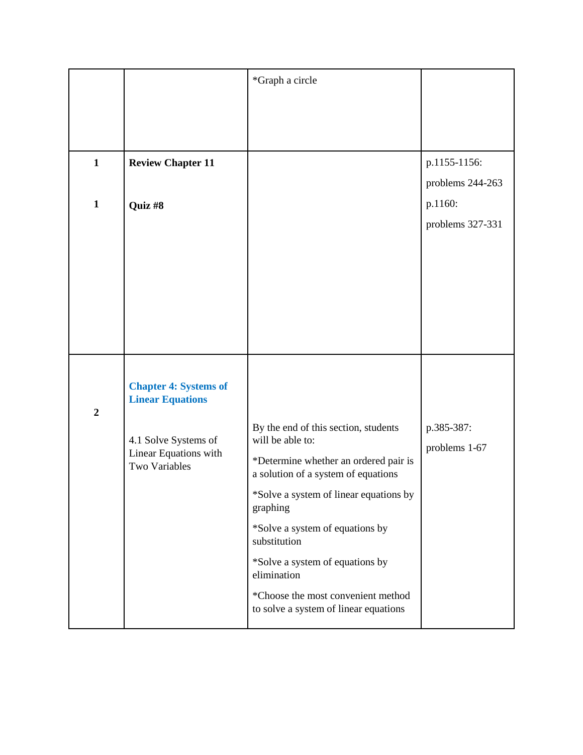| | | | |
|---|---|---|---|
| | | *Graph a circle | |
| **1**<br><br>**1** | **Review Chapter 11**<br><br>**Quiz #8** | | p.1155-1156:<br>problems 244-263<br>p.1160:<br>problems 327-331 |
| **2** | **Chapter 4: Systems of Linear Equations**<br><br>4.1 Solve Systems of Linear Equations with Two Variables | By the end of this section, students will be able to:<br>*Determine whether an ordered pair is a solution of a system of equations<br>*Solve a system of linear equations by graphing<br>*Solve a system of equations by substitution<br>*Solve a system of equations by elimination<br>*Choose the most convenient method to solve a system of linear equations | p.385-387:<br>problems 1-67 |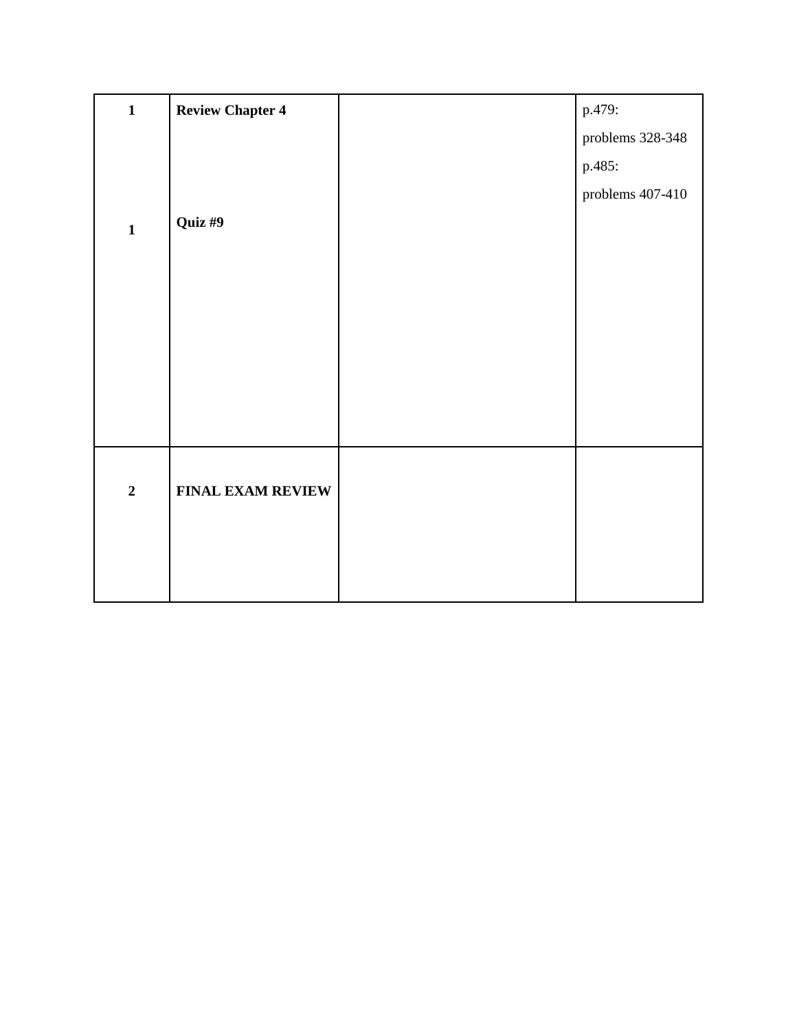| | | | |
|---|---|---|---|
| **1**<br><br>**1** | **Review Chapter 4**<br><br>**Quiz #9** | | p.479:<br>problems 328-348<br>p.485:<br>problems 407-410 |
| **2** | **FINAL EXAM REVIEW** | | |